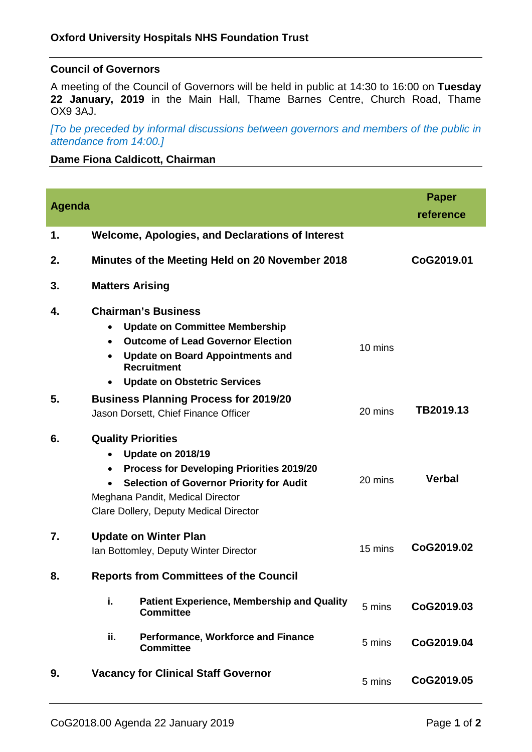**Oxford University Hospitals NHS Foundation Trust**

**Council of Governors**

A meeting of the Council of Governors will be held in public at 14:30 to 16:00 on **Tuesday 22 January, 2019** in the Main Hall, Thame Barnes Centre, Church Road, Thame OX9 3AJ.

*[To be preceded by informal discussions between governors and members of the public in attendance from 14:00.]*

**Dame Fiona Caldicott, Chairman**

| **Agenda** | | | **Paper reference** |
|---|---|---|---|
| **1.** | **Welcome, Apologies, and Declarations of Interest** | | |
| **2.** | **Minutes of the Meeting Held on 20 November 2018** | | **CoG2019.01** |
| **3.** | **Matters Arising** | | |
| **4.** | **Chairman's Business**<br>• **Update on Committee Membership**<br>• **Outcome of Lead Governor Election**<br>• **Update on Board Appointments and Recruitment**<br>• **Update on Obstetric Services** | 10 mins | |
| **5.** | **Business Planning Process for 2019/20**<br>Jason Dorsett, Chief Finance Officer | 20 mins | **TB2019.13** |
| **6.** | **Quality Priorities**<br>• **Update on 2018/19**<br>• **Process for Developing Priorities 2019/20**<br>• **Selection of Governor Priority for Audit**<br>Meghana Pandit, Medical Director<br>Clare Dollery, Deputy Medical Director | 20 mins | **Verbal** |
| **7.** | **Update on Winter Plan**<br>Ian Bottomley, Deputy Winter Director | 15 mins | **CoG2019.02** |
| **8.** | **Reports from Committees of the Council** | | |
| | **i. Patient Experience, Membership and Quality Committee** | 5 mins | **CoG2019.03** |
| | **ii. Performance, Workforce and Finance Committee** | 5 mins | **CoG2019.04** |
| **9.** | **Vacancy for Clinical Staff Governor** | 5 mins | **CoG2019.05** |

CoG2018.00 Agenda 22 January 2019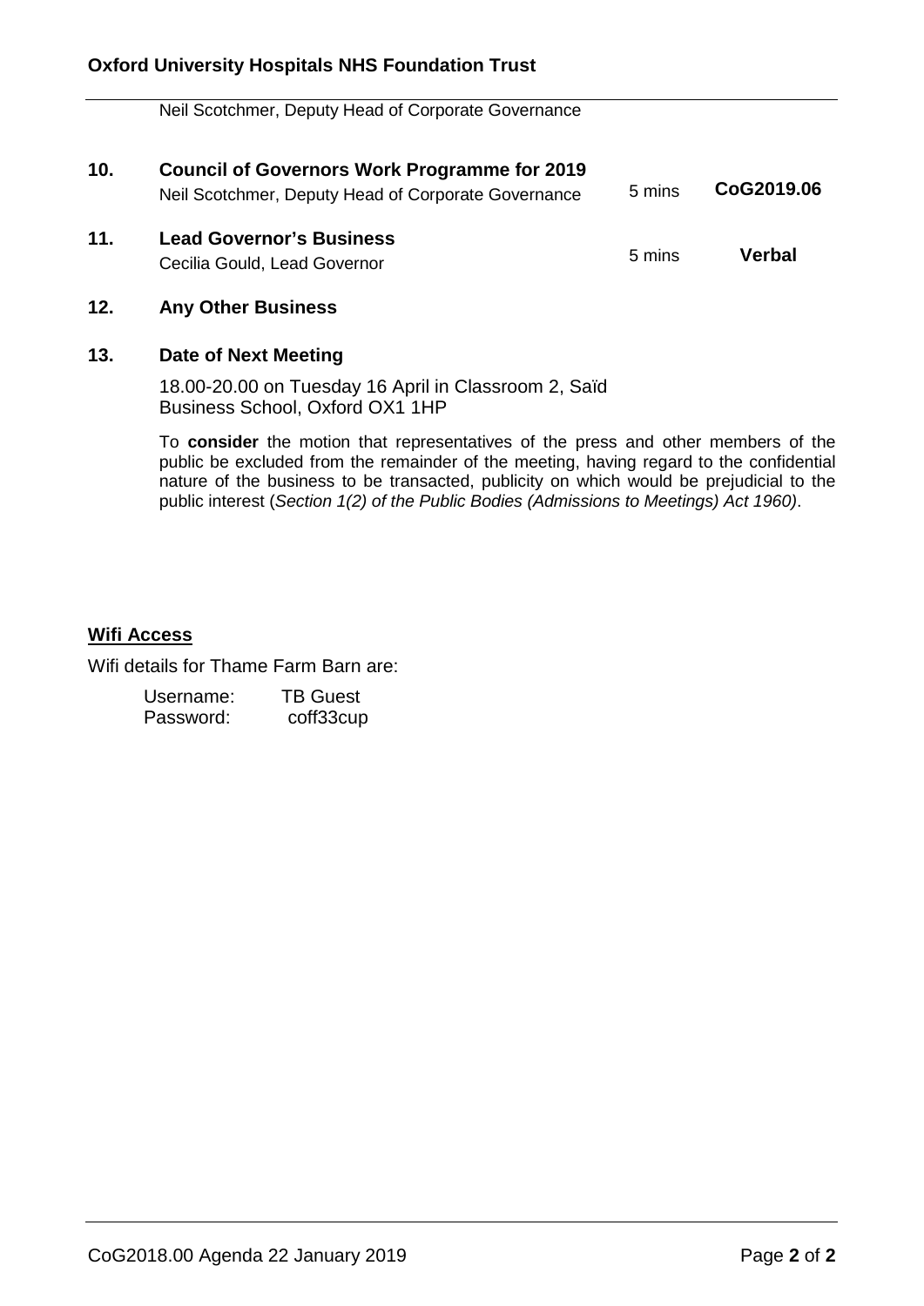Neil Scotchmer, Deputy Head of Corporate Governance

| | | | |
|---|---|---|---|
| **10.** | **Council of Governors Work Programme for 2019**<br>Neil Scotchmer, Deputy Head of Corporate Governance | 5 mins | **CoG2019.06** |
| **11.** | **Lead Governor's Business**<br>Cecilia Gould, Lead Governor | 5 mins | **Verbal** |

**12. Any Other Business**

**13. Date of Next Meeting**

18.00-20.00 on Tuesday 16 April in Classroom 2, Saïd Business School, Oxford OX1 1HP

To **consider** the motion that representatives of the press and other members of the public be excluded from the remainder of the meeting, having regard to the confidential nature of the business to be transacted, publicity on which would be prejudicial to the public interest (*Section 1(2) of the Public Bodies (Admissions to Meetings) Act 1960)*.

**Wifi Access**

Wifi details for Thame Farm Barn are:

Username: TB Guest
Password: coff33cup